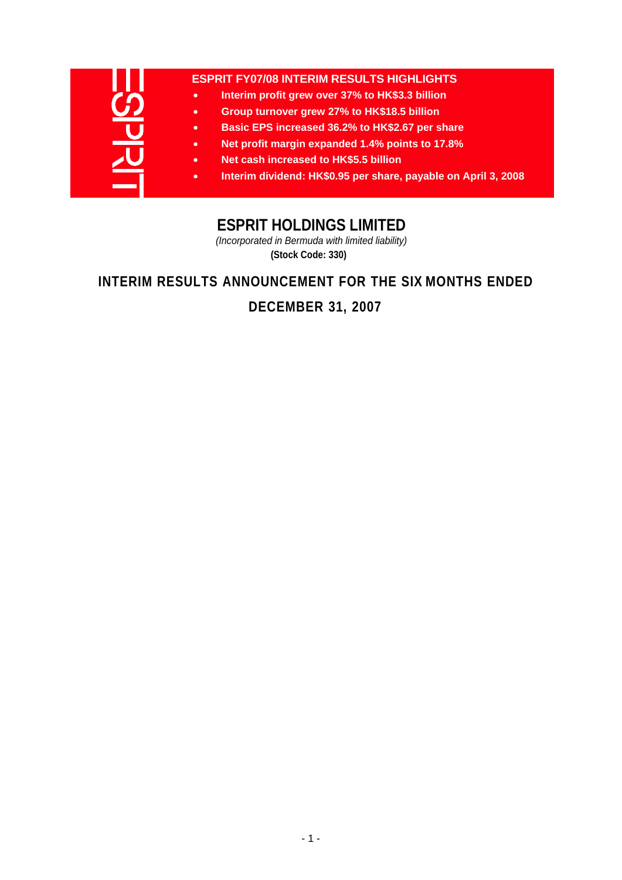**ESPRIT FY07/08 INTERIM RESULTS HIGHLIGHTS**

- **Interim profit grew over 37% to HK$3.3 billion**
- **Group turnover grew 27% to HK$18.5 billion**
- **Basic EPS increased 36.2% to HK$2.67 per share**
- **Net profit margin expanded 1.4% points to 17.8%**
- **Net cash increased to HK$5.5 billion**
- **Interim dividend: HK$0.95 per share, payable on April 3, 2008**

# ESPRIT HOLDINGS LIMITED

*(Incorporated in Bermuda with limited liability)*

**(Stock Code: 330)**

## INTERIM RESULTS ANNOUNCEMENT FOR THE SIX MONTHS ENDED DECEMBER 31, 2007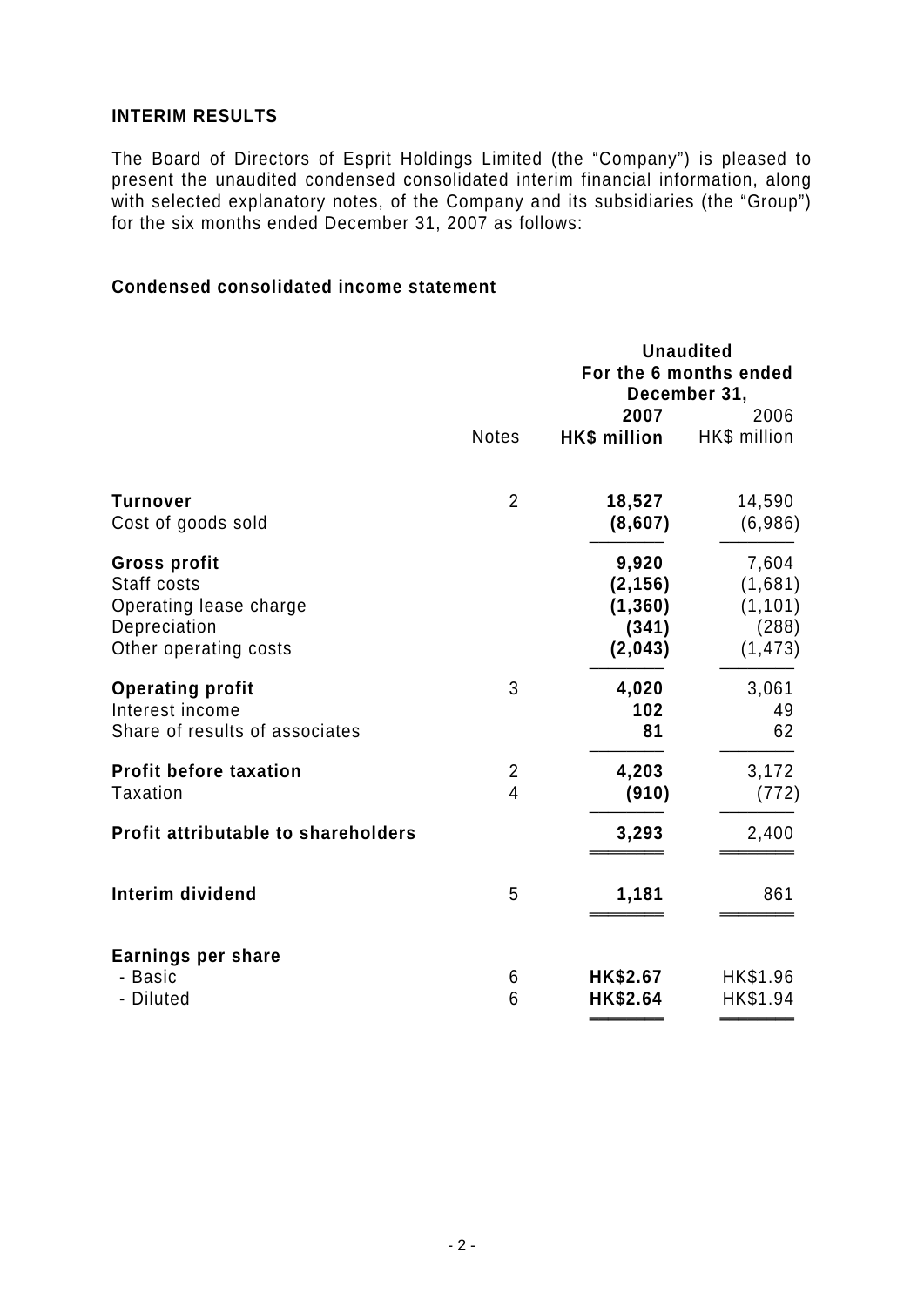## INTERIM RESULTS

The Board of Directors of Esprit Holdings Limited (the "Company") is pleased to present the unaudited condensed consolidated interim financial information, along with selected explanatory notes, of the Company and its subsidiaries (the "Group") for the six months ended December 31, 2007 as follows:

### Condensed consolidated income statement

| | | **Unaudited For the 6 months ended December 31,** | |
|---|---|---|---|
| | Notes | **2007 HK$ million** | 2006 HK$ million |
| **Turnover** | 2 | **18,527** | 14,590 |
| Cost of goods sold | | **(8,607)** | (6,986) |
| **Gross profit** | | **9,920** | 7,604 |
| Staff costs | | **(2,156)** | (1,681) |
| Operating lease charge | | **(1,360)** | (1,101) |
| Depreciation | | **(341)** | (288) |
| Other operating costs | | **(2,043)** | (1,473) |
| **Operating profit** | 3 | **4,020** | 3,061 |
| Interest income | | **102** | 49 |
| Share of results of associates | | **81** | 62 |
| **Profit before taxation** | 2 | **4,203** | 3,172 |
| Taxation | 4 | **(910)** | (772) |
| **Profit attributable to shareholders** | | **3,293** | 2,400 |
| **Interim dividend** | 5 | **1,181** | 861 |
| **Earnings per share** | | | |
| - Basic | 6 | **HK$2.67** | HK$1.96 |
| - Diluted | 6 | **HK$2.64** | HK$1.94 |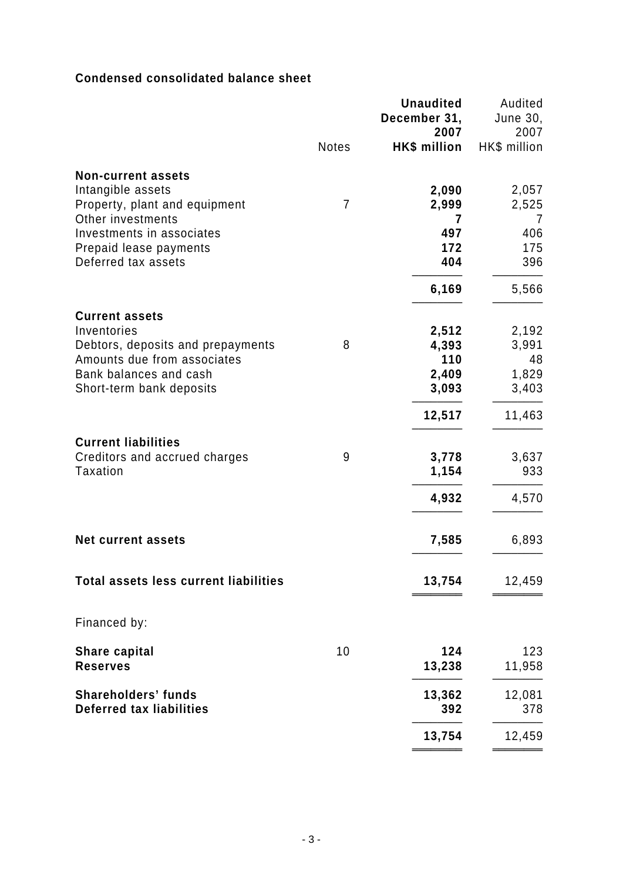**Condensed consolidated balance sheet**

| | Notes | **Unaudited December 31, 2007 HK$ million** | Audited June 30, 2007 HK$ million |
|---|---|---|---|
| **Non-current assets** | | | |
| Intangible assets | | **2,090** | 2,057 |
| Property, plant and equipment | 7 | **2,999** | 2,525 |
| Other investments | | **7** | 7 |
| Investments in associates | | **497** | 406 |
| Prepaid lease payments | | **172** | 175 |
| Deferred tax assets | | **404** | 396 |
| | | **6,169** | 5,566 |
| **Current assets** | | | |
| Inventories | | **2,512** | 2,192 |
| Debtors, deposits and prepayments | 8 | **4,393** | 3,991 |
| Amounts due from associates | | **110** | 48 |
| Bank balances and cash | | **2,409** | 1,829 |
| Short-term bank deposits | | **3,093** | 3,403 |
| | | **12,517** | 11,463 |
| **Current liabilities** | | | |
| Creditors and accrued charges | 9 | **3,778** | 3,637 |
| Taxation | | **1,154** | 933 |
| | | **4,932** | 4,570 |
| **Net current assets** | | **7,585** | 6,893 |
| **Total assets less current liabilities** | | **13,754** | 12,459 |
| Financed by: | | | |
| **Share capital** | 10 | **124** | 123 |
| **Reserves** | | **13,238** | 11,958 |
| **Shareholders' funds** | | **13,362** | 12,081 |
| **Deferred tax liabilities** | | **392** | 378 |
| | | **13,754** | 12,459 |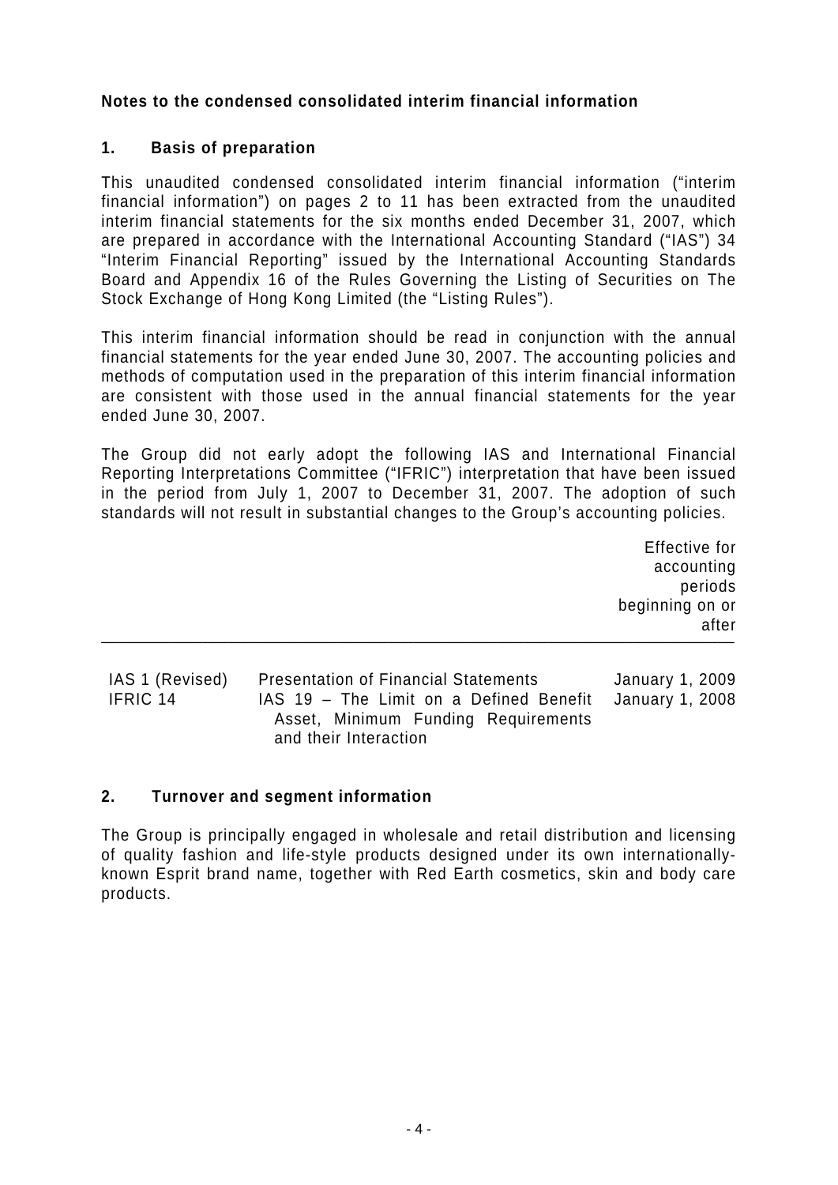**Notes to the condensed consolidated interim financial information**

## 1. Basis of preparation

This unaudited condensed consolidated interim financial information ("interim financial information") on pages 2 to 11 has been extracted from the unaudited interim financial statements for the six months ended December 31, 2007, which are prepared in accordance with the International Accounting Standard ("IAS") 34 "Interim Financial Reporting" issued by the International Accounting Standards Board and Appendix 16 of the Rules Governing the Listing of Securities on The Stock Exchange of Hong Kong Limited (the "Listing Rules").

This interim financial information should be read in conjunction with the annual financial statements for the year ended June 30, 2007. The accounting policies and methods of computation used in the preparation of this interim financial information are consistent with those used in the annual financial statements for the year ended June 30, 2007.

The Group did not early adopt the following IAS and International Financial Reporting Interpretations Committee ("IFRIC") interpretation that have been issued in the period from July 1, 2007 to December 31, 2007. The adoption of such standards will not result in substantial changes to the Group's accounting policies.

| | | Effective for accounting periods beginning on or after |
|---|---|---|
| IAS 1 (Revised) | Presentation of Financial Statements | January 1, 2009 |
| IFRIC 14 | IAS 19 – The Limit on a Defined Benefit Asset, Minimum Funding Requirements and their Interaction | January 1, 2008 |

## 2. Turnover and segment information

The Group is principally engaged in wholesale and retail distribution and licensing of quality fashion and life-style products designed under its own internationally-known Esprit brand name, together with Red Earth cosmetics, skin and body care products.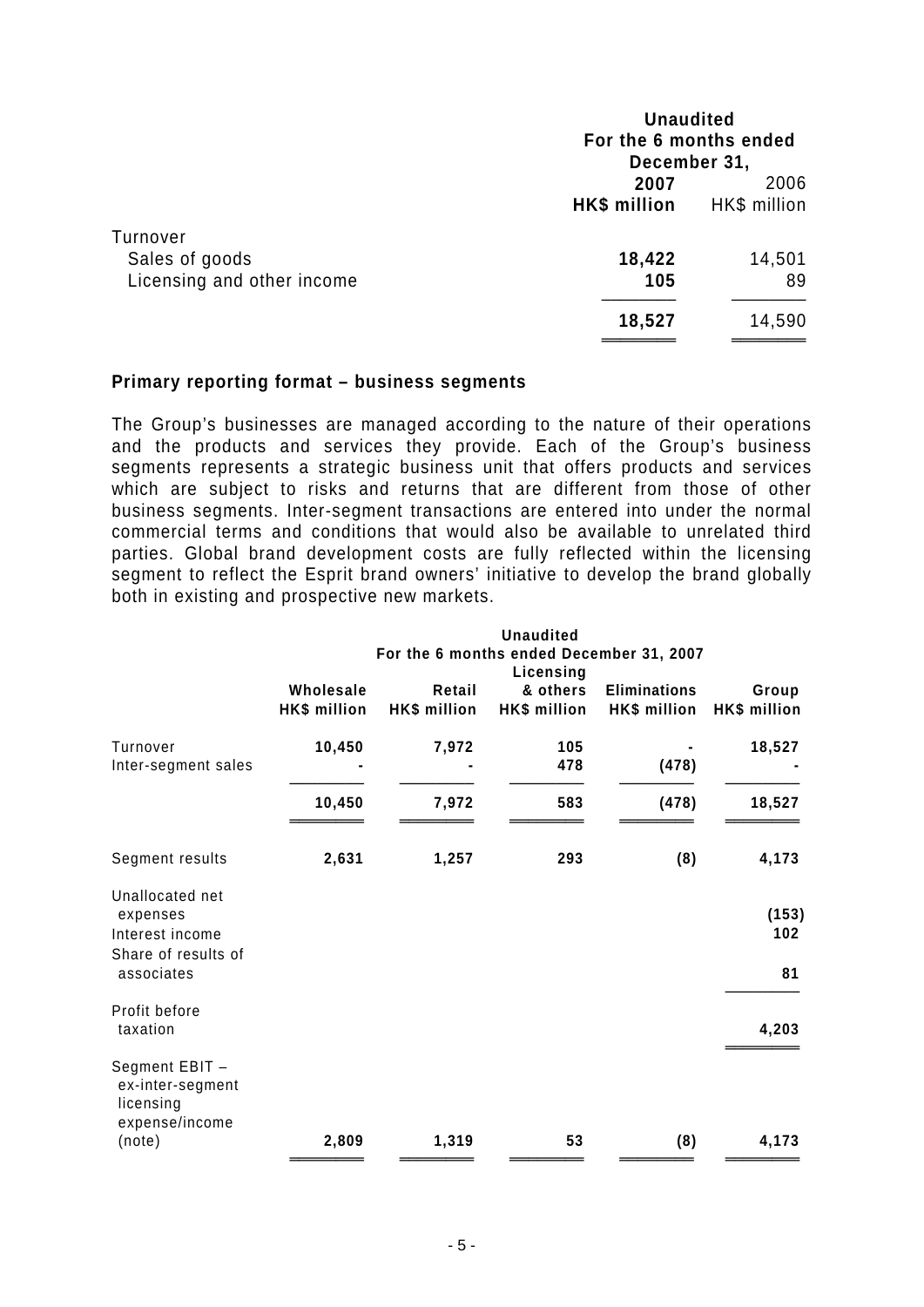| | Unaudited For the 6 months ended December 31, | |
|---|---|---|
| | **2007** | 2006 |
| | **HK$ million** | HK$ million |
| Turnover | | |
| Sales of goods | **18,422** | 14,501 |
| Licensing and other income | **105** | 89 |
| | **18,527** | 14,590 |

**Primary reporting format – business segments**

The Group's businesses are managed according to the nature of their operations and the products and services they provide. Each of the Group's business segments represents a strategic business unit that offers products and services which are subject to risks and returns that are different from those of other business segments. Inter-segment transactions are entered into under the normal commercial terms and conditions that would also be available to unrelated third parties. Global brand development costs are fully reflected within the licensing segment to reflect the Esprit brand owners' initiative to develop the brand globally both in existing and prospective new markets.

| | Unaudited For the 6 months ended December 31, 2007 | | | | |
|---|---|---|---|---|---|
| | **Wholesale HK$ million** | **Retail HK$ million** | **Licensing & others HK$ million** | **Eliminations HK$ million** | **Group HK$ million** |
| Turnover | **10,450** | **7,972** | **105** | **-** | **18,527** |
| Inter-segment sales | **-** | **-** | **478** | **(478)** | **-** |
| | **10,450** | **7,972** | **583** | **(478)** | **18,527** |
| Segment results | **2,631** | **1,257** | **293** | **(8)** | **4,173** |
| Unallocated net expenses | | | | | **(153)** |
| Interest income | | | | | **102** |
| Share of results of associates | | | | | **81** |
| Profit before taxation | | | | | **4,203** |
| Segment EBIT – ex-inter-segment licensing expense/income (note) | **2,809** | **1,319** | **53** | **(8)** | **4,173** |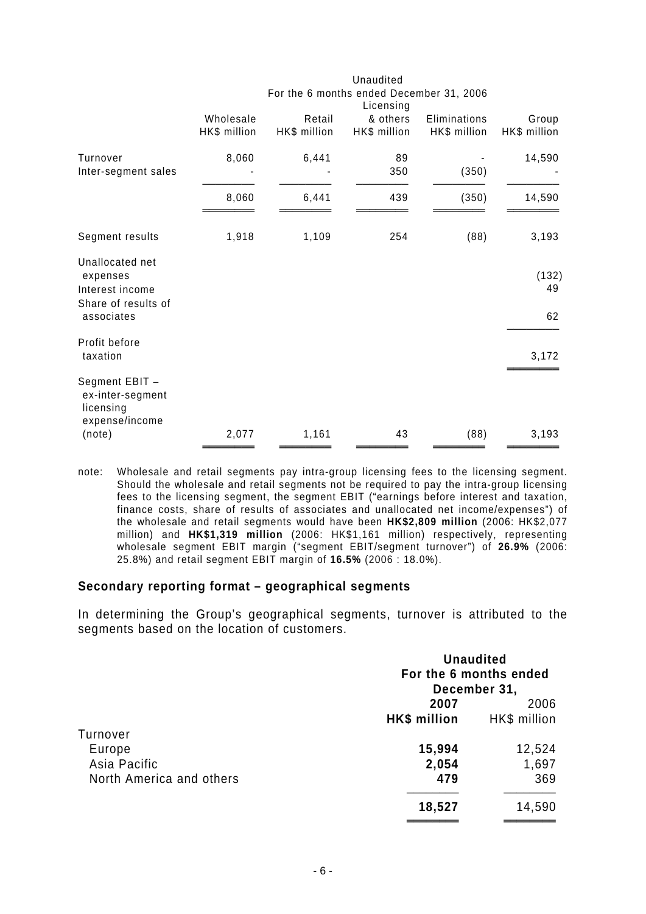| | Unaudited | | | | |
|---|---|---|---|---|---|
| | For the 6 months ended December 31, 2006 | | | | |
| | Wholesale HK$ million | Retail HK$ million | Licensing & others HK$ million | Eliminations HK$ million | Group HK$ million |
| Turnover | 8,060 | 6,441 | 89 | - | 14,590 |
| Inter-segment sales | - | - | 350 | (350) | - |
| | 8,060 | 6,441 | 439 | (350) | 14,590 |
| Segment results | 1,918 | 1,109 | 254 | (88) | 3,193 |
| Unallocated net expenses | | | | | (132) |
| Interest income | | | | | 49 |
| Share of results of associates | | | | | 62 |
| Profit before taxation | | | | | 3,172 |
| Segment EBIT – ex-inter-segment licensing expense/income (note) | 2,077 | 1,161 | 43 | (88) | 3,193 |

note: Wholesale and retail segments pay intra-group licensing fees to the licensing segment. Should the wholesale and retail segments not be required to pay the intra-group licensing fees to the licensing segment, the segment EBIT ("earnings before interest and taxation, finance costs, share of results of associates and unallocated net income/expenses") of the wholesale and retail segments would have been **HK$2,809 million** (2006: HK$2,077 million) and **HK$1,319 million** (2006: HK$1,161 million) respectively, representing wholesale segment EBIT margin ("segment EBIT/segment turnover") of **26.9%** (2006: 25.8%) and retail segment EBIT margin of **16.5%** (2006 : 18.0%).

### Secondary reporting format – geographical segments

In determining the Group's geographical segments, turnover is attributed to the segments based on the location of customers.

| | **Unaudited For the 6 months ended December 31,** | |
|---|---|---|
| | **2007 HK$ million** | 2006 HK$ million |
| Turnover | | |
| Europe | **15,994** | 12,524 |
| Asia Pacific | **2,054** | 1,697 |
| North America and others | **479** | 369 |
| | **18,527** | 14,590 |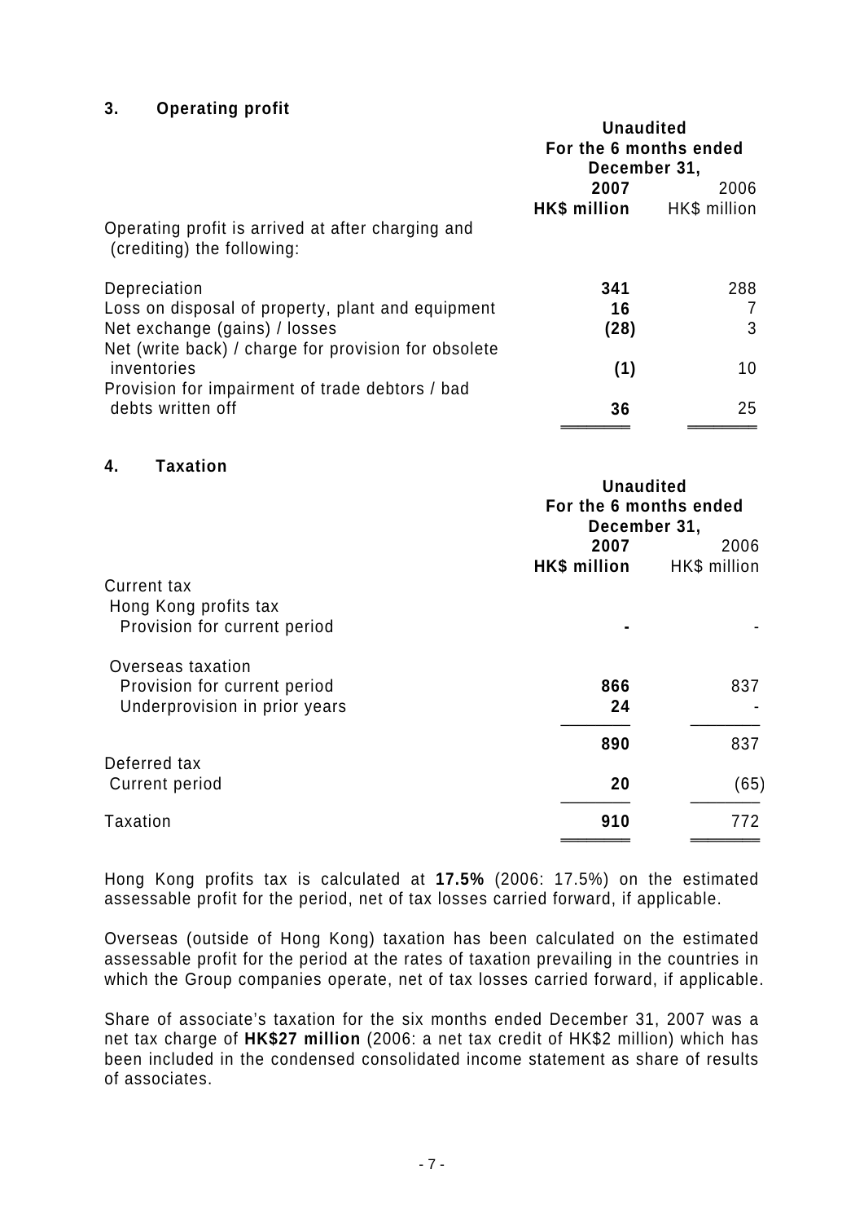## 3. Operating profit

| | Unaudited For the 6 months ended December 31, | |
|---|---|---|
| | **2007** | 2006 |
| | **HK$ million** | HK$ million |
| Operating profit is arrived at after charging and (crediting) the following: | | |
| Depreciation | **341** | 288 |
| Loss on disposal of property, plant and equipment | **16** | 7 |
| Net exchange (gains) / losses | **(28)** | 3 |
| Net (write back) / charge for provision for obsolete inventories | **(1)** | 10 |
| Provision for impairment of trade debtors / bad debts written off | **36** | 25 |

## 4. Taxation

| | Unaudited For the 6 months ended December 31, | |
|---|---|---|
| | **2007** | 2006 |
| | **HK$ million** | HK$ million |
| Current tax | | |
| Hong Kong profits tax | | |
| Provision for current period | **-** | - |
| Overseas taxation | | |
| Provision for current period | **866** | 837 |
| Underprovision in prior years | **24** | - |
| | **890** | 837 |
| Deferred tax | | |
| Current period | **20** | (65) |
| Taxation | **910** | 772 |

Hong Kong profits tax is calculated at **17.5%** (2006: 17.5%) on the estimated assessable profit for the period, net of tax losses carried forward, if applicable.

Overseas (outside of Hong Kong) taxation has been calculated on the estimated assessable profit for the period at the rates of taxation prevailing in the countries in which the Group companies operate, net of tax losses carried forward, if applicable.

Share of associate's taxation for the six months ended December 31, 2007 was a net tax charge of **HK$27 million** (2006: a net tax credit of HK$2 million) which has been included in the condensed consolidated income statement as share of results of associates.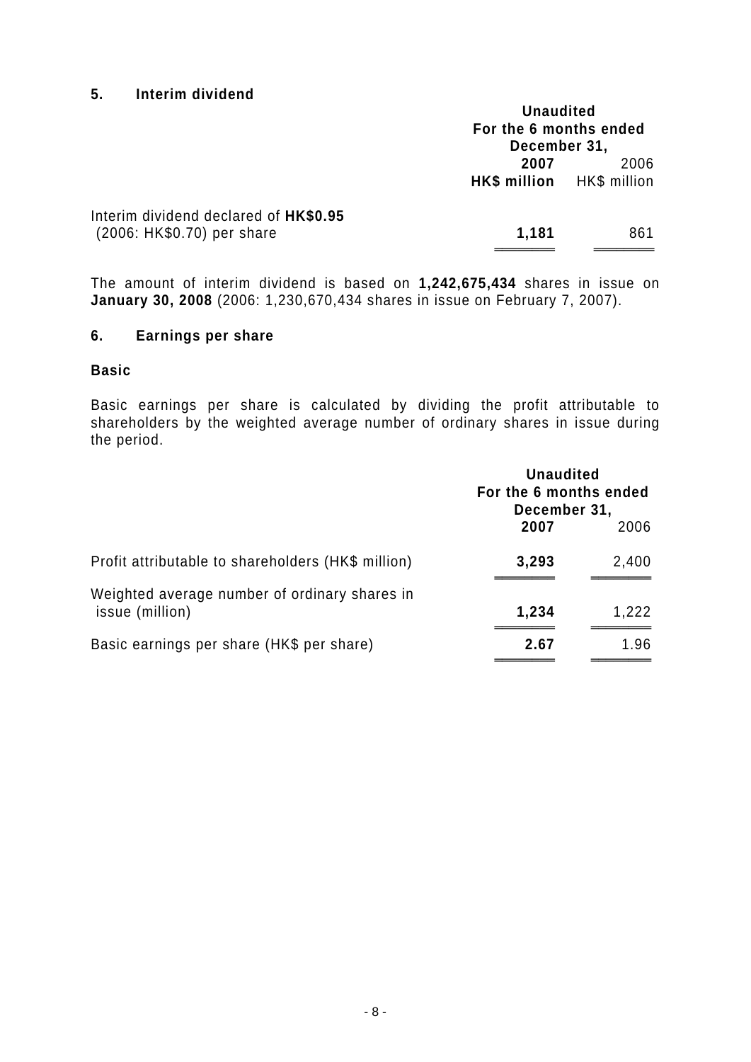## 5. Interim dividend

| | Unaudited For the 6 months ended December 31, | |
|---|---|---|
| | **2007** | 2006 |
| | **HK$ million** | HK$ million |
| Interim dividend declared of **HK$0.95** (2006: HK$0.70) per share | **1,181** | 861 |

The amount of interim dividend is based on **1,242,675,434** shares in issue on **January 30, 2008** (2006: 1,230,670,434 shares in issue on February 7, 2007).

## 6. Earnings per share

### Basic

Basic earnings per share is calculated by dividing the profit attributable to shareholders by the weighted average number of ordinary shares in issue during the period.

| | Unaudited For the 6 months ended December 31, | |
|---|---|---|
| | **2007** | 2006 |
| Profit attributable to shareholders (HK$ million) | **3,293** | 2,400 |
| Weighted average number of ordinary shares in issue (million) | **1,234** | 1,222 |
| Basic earnings per share (HK$ per share) | **2.67** | 1.96 |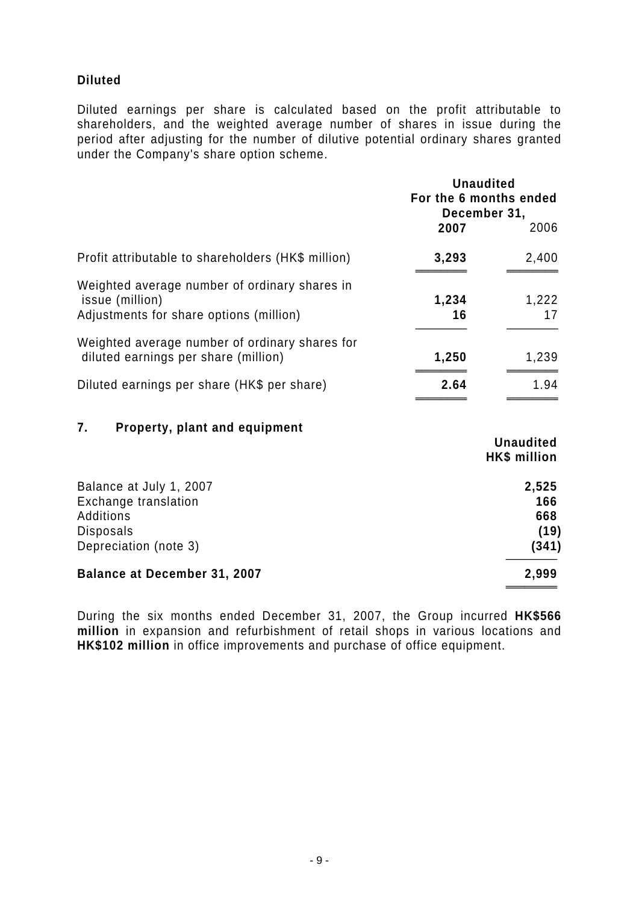**Diluted**

Diluted earnings per share is calculated based on the profit attributable to shareholders, and the weighted average number of shares in issue during the period after adjusting for the number of dilutive potential ordinary shares granted under the Company's share option scheme.

| | **Unaudited For the 6 months ended December 31,** | |
|---|---|---|
| | **2007** | 2006 |
| Profit attributable to shareholders (HK$ million) | **3,293** | 2,400 |
| Weighted average number of ordinary shares in issue (million) | **1,234** | 1,222 |
| Adjustments for share options (million) | **16** | 17 |
| Weighted average number of ordinary shares for diluted earnings per share (million) | **1,250** | 1,239 |
| Diluted earnings per share (HK$ per share) | **2.64** | 1.94 |

## 7. Property, plant and equipment

| | **Unaudited HK$ million** |
|---|---|
| Balance at July 1, 2007 | **2,525** |
| Exchange translation | **166** |
| Additions | **668** |
| Disposals | **(19)** |
| Depreciation (note 3) | **(341)** |
| **Balance at December 31, 2007** | **2,999** |

During the six months ended December 31, 2007, the Group incurred **HK$566 million** in expansion and refurbishment of retail shops in various locations and **HK$102 million** in office improvements and purchase of office equipment.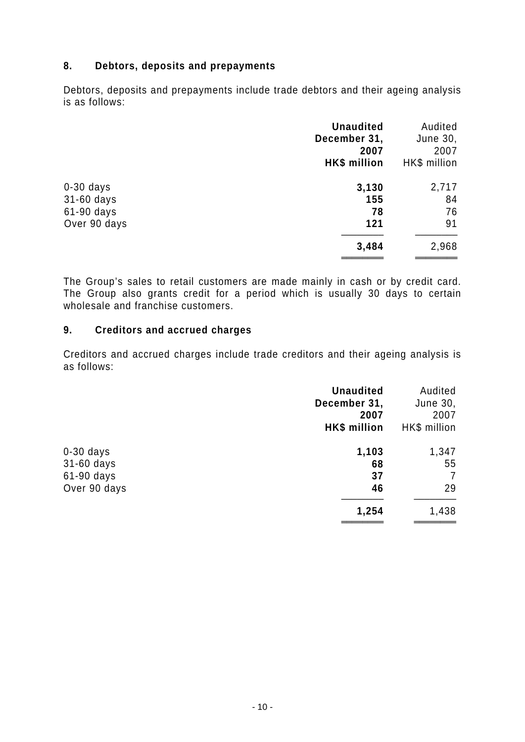## 8. Debtors, deposits and prepayments

Debtors, deposits and prepayments include trade debtors and their ageing analysis is as follows:

| | **Unaudited December 31, 2007 HK$ million** | Audited June 30, 2007 HK$ million |
|---|---|---|
| 0-30 days | **3,130** | 2,717 |
| 31-60 days | **155** | 84 |
| 61-90 days | **78** | 76 |
| Over 90 days | **121** | 91 |
| | **3,484** | 2,968 |

The Group's sales to retail customers are made mainly in cash or by credit card. The Group also grants credit for a period which is usually 30 days to certain wholesale and franchise customers.

## 9. Creditors and accrued charges

Creditors and accrued charges include trade creditors and their ageing analysis is as follows:

| | **Unaudited December 31, 2007 HK$ million** | Audited June 30, 2007 HK$ million |
|---|---|---|
| 0-30 days | **1,103** | 1,347 |
| 31-60 days | **68** | 55 |
| 61-90 days | **37** | 7 |
| Over 90 days | **46** | 29 |
| | **1,254** | 1,438 |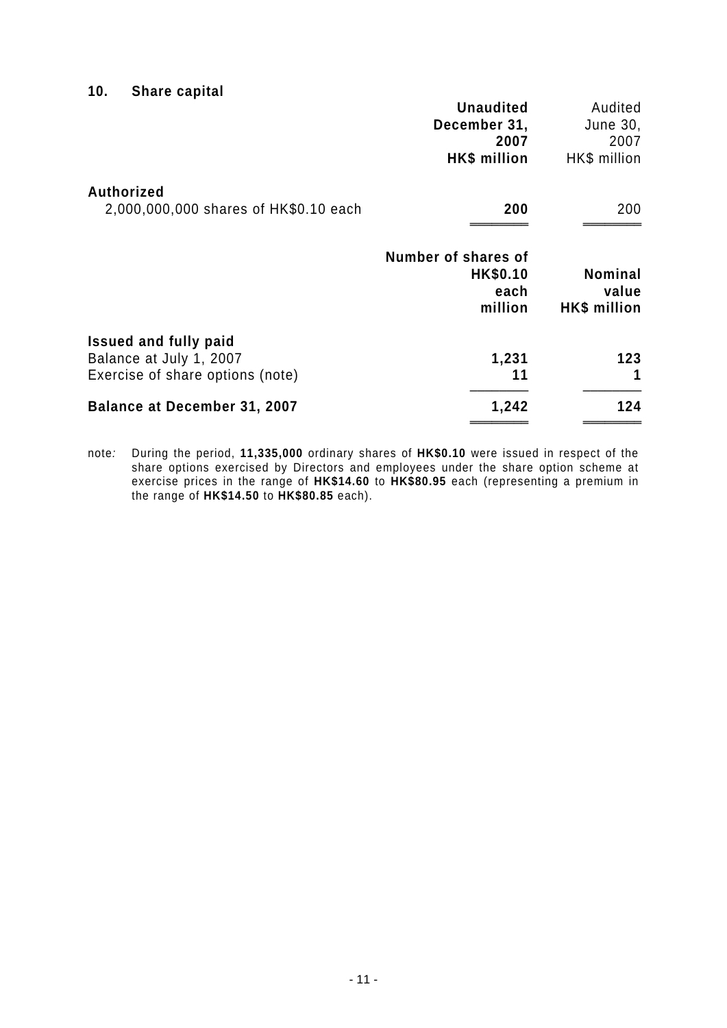## 10. Share capital

| | **Unaudited December 31, 2007 HK$ million** | Audited June 30, 2007 HK$ million |
|---|---|---|
| **Authorized** | | |
| 2,000,000,000 shares of HK$0.10 each | **200** | 200 |

| | **Number of shares of HK$0.10 each million** | **Nominal value HK$ million** |
|---|---|---|
| **Issued and fully paid** | | |
| Balance at July 1, 2007 | **1,231** | **123** |
| Exercise of share options (note) | **11** | **1** |
| **Balance at December 31, 2007** | **1,242** | **124** |

note*:* During the period, **11,335,000** ordinary shares of **HK$0.10** were issued in respect of the share options exercised by Directors and employees under the share option scheme at exercise prices in the range of **HK$14.60** to **HK$80.95** each (representing a premium in the range of **HK$14.50** to **HK$80.85** each).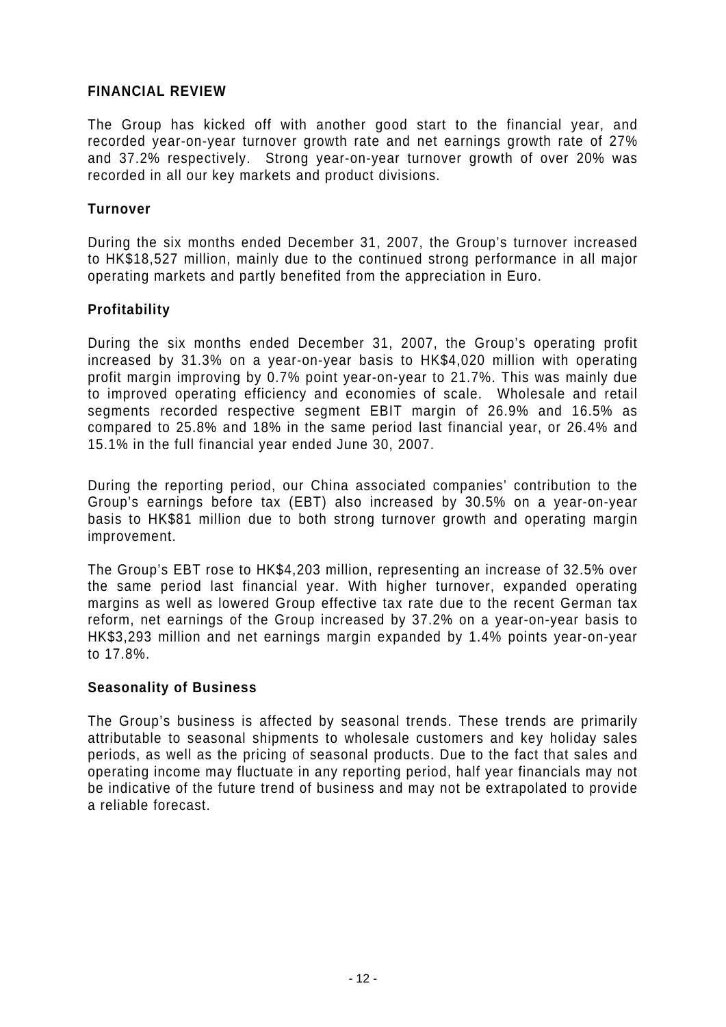## FINANCIAL REVIEW

The Group has kicked off with another good start to the financial year, and recorded year-on-year turnover growth rate and net earnings growth rate of 27% and 37.2% respectively. Strong year-on-year turnover growth of over 20% was recorded in all our key markets and product divisions.

### Turnover

During the six months ended December 31, 2007, the Group's turnover increased to HK$18,527 million, mainly due to the continued strong performance in all major operating markets and partly benefited from the appreciation in Euro.

### Profitability

During the six months ended December 31, 2007, the Group's operating profit increased by 31.3% on a year-on-year basis to HK$4,020 million with operating profit margin improving by 0.7% point year-on-year to 21.7%. This was mainly due to improved operating efficiency and economies of scale. Wholesale and retail segments recorded respective segment EBIT margin of 26.9% and 16.5% as compared to 25.8% and 18% in the same period last financial year, or 26.4% and 15.1% in the full financial year ended June 30, 2007.

During the reporting period, our China associated companies' contribution to the Group's earnings before tax (EBT) also increased by 30.5% on a year-on-year basis to HK$81 million due to both strong turnover growth and operating margin improvement.

The Group's EBT rose to HK$4,203 million, representing an increase of 32.5% over the same period last financial year. With higher turnover, expanded operating margins as well as lowered Group effective tax rate due to the recent German tax reform, net earnings of the Group increased by 37.2% on a year-on-year basis to HK$3,293 million and net earnings margin expanded by 1.4% points year-on-year to 17.8%.

### Seasonality of Business

The Group's business is affected by seasonal trends. These trends are primarily attributable to seasonal shipments to wholesale customers and key holiday sales periods, as well as the pricing of seasonal products. Due to the fact that sales and operating income may fluctuate in any reporting period, half year financials may not be indicative of the future trend of business and may not be extrapolated to provide a reliable forecast.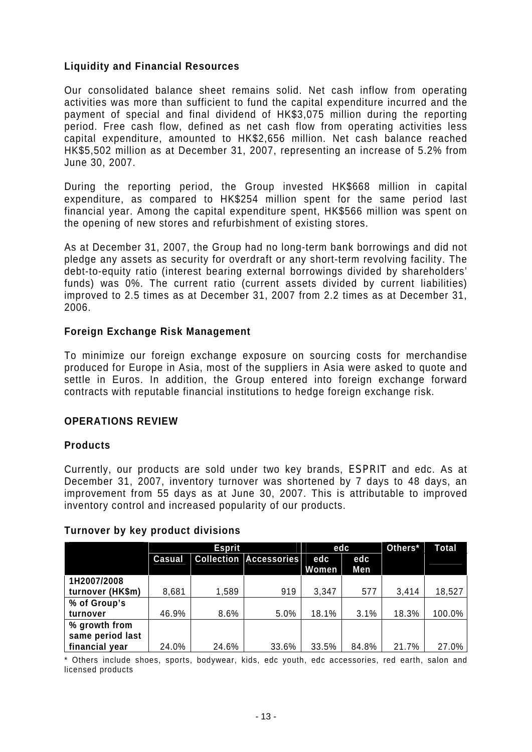### Liquidity and Financial Resources

Our consolidated balance sheet remains solid. Net cash inflow from operating activities was more than sufficient to fund the capital expenditure incurred and the payment of special and final dividend of HK$3,075 million during the reporting period. Free cash flow, defined as net cash flow from operating activities less capital expenditure, amounted to HK$2,656 million. Net cash balance reached HK$5,502 million as at December 31, 2007, representing an increase of 5.2% from June 30, 2007.

During the reporting period, the Group invested HK$668 million in capital expenditure, as compared to HK$254 million spent for the same period last financial year. Among the capital expenditure spent, HK$566 million was spent on the opening of new stores and refurbishment of existing stores.

As at December 31, 2007, the Group had no long-term bank borrowings and did not pledge any assets as security for overdraft or any short-term revolving facility. The debt-to-equity ratio (interest bearing external borrowings divided by shareholders' funds) was 0%. The current ratio (current assets divided by current liabilities) improved to 2.5 times as at December 31, 2007 from 2.2 times as at December 31, 2006.

### Foreign Exchange Risk Management

To minimize our foreign exchange exposure on sourcing costs for merchandise produced for Europe in Asia, most of the suppliers in Asia were asked to quote and settle in Euros. In addition, the Group entered into foreign exchange forward contracts with reputable financial institutions to hedge foreign exchange risk.

## OPERATIONS REVIEW

### Products

Currently, our products are sold under two key brands, ESPRIT and edc. As at December 31, 2007, inventory turnover was shortened by 7 days to 48 days, an improvement from 55 days as at June 30, 2007. This is attributable to improved inventory control and increased popularity of our products.

### Turnover by key product divisions

| | Esprit | | | edc | | Others* | Total |
|---|---|---|---|---|---|---|---|
| | Casual | Collection | Accessories | edc Women | edc Men | | |
| 1H2007/2008 turnover (HK$m) | 8,681 | 1,589 | 919 | 3,347 | 577 | 3,414 | 18,527 |
| % of Group's turnover | 46.9% | 8.6% | 5.0% | 18.1% | 3.1% | 18.3% | 100.0% |
| % growth from same period last financial year | 24.0% | 24.6% | 33.6% | 33.5% | 84.8% | 21.7% | 27.0% |

* Others include shoes, sports, bodywear, kids, edc youth, edc accessories, red earth, salon and licensed products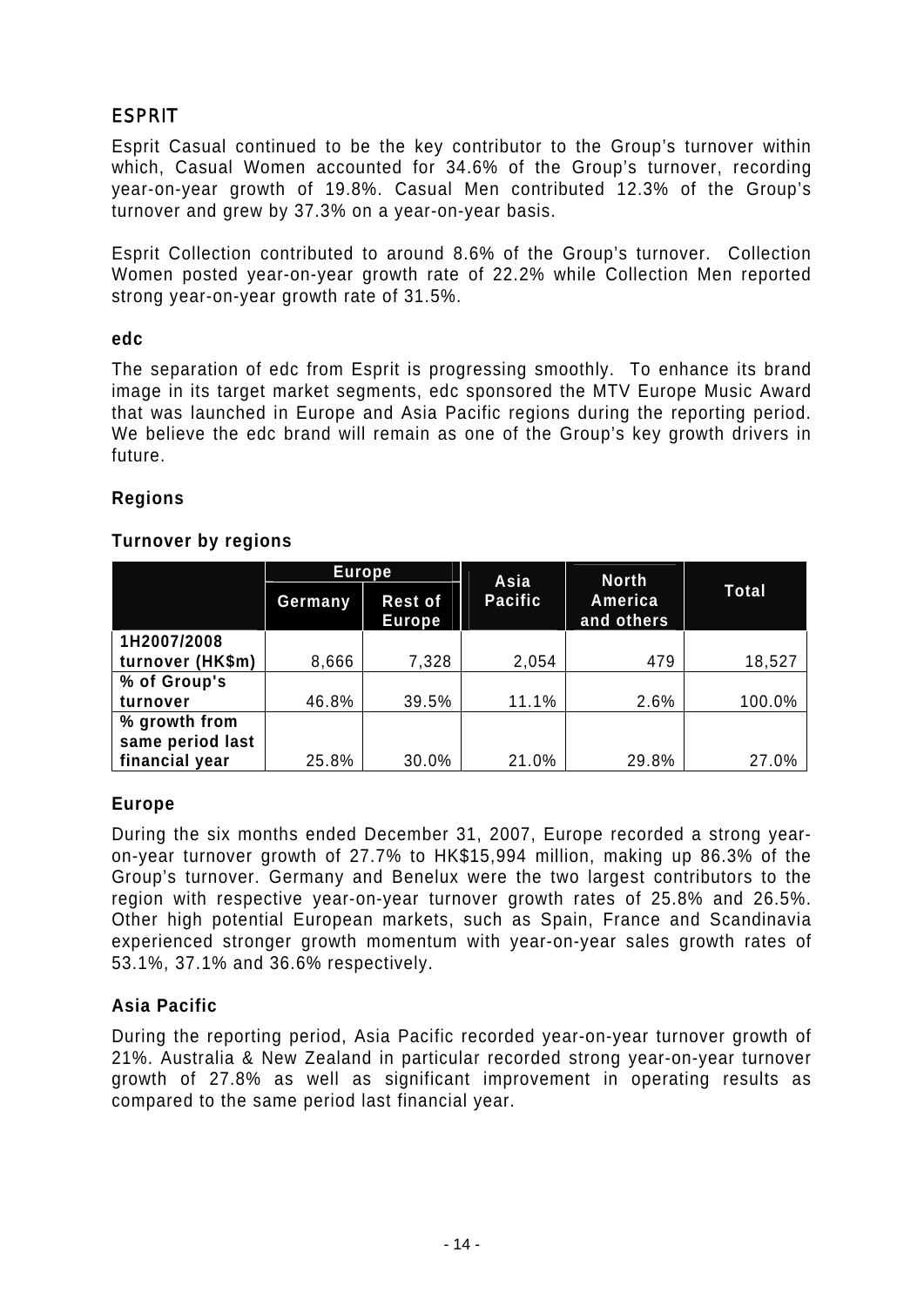## ESPRIT

Esprit Casual continued to be the key contributor to the Group's turnover within which, Casual Women accounted for 34.6% of the Group's turnover, recording year-on-year growth of 19.8%. Casual Men contributed 12.3% of the Group's turnover and grew by 37.3% on a year-on-year basis.

Esprit Collection contributed to around 8.6% of the Group's turnover. Collection Women posted year-on-year growth rate of 22.2% while Collection Men reported strong year-on-year growth rate of 31.5%.

### edc

The separation of edc from Esprit is progressing smoothly. To enhance its brand image in its target market segments, edc sponsored the MTV Europe Music Award that was launched in Europe and Asia Pacific regions during the reporting period. We believe the edc brand will remain as one of the Group's key growth drivers in future.

### Regions

**Turnover by regions**

| | Europe | | Asia Pacific | North America and others | Total |
|---|---|---|---|---|---|
| | Germany | Rest of Europe | | | |
| 1H2007/2008 turnover (HK$m) | 8,666 | 7,328 | 2,054 | 479 | 18,527 |
| % of Group's turnover | 46.8% | 39.5% | 11.1% | 2.6% | 100.0% |
| % growth from same period last financial year | 25.8% | 30.0% | 21.0% | 29.8% | 27.0% |

### Europe

During the six months ended December 31, 2007, Europe recorded a strong year-on-year turnover growth of 27.7% to HK$15,994 million, making up 86.3% of the Group's turnover. Germany and Benelux were the two largest contributors to the region with respective year-on-year turnover growth rates of 25.8% and 26.5%. Other high potential European markets, such as Spain, France and Scandinavia experienced stronger growth momentum with year-on-year sales growth rates of 53.1%, 37.1% and 36.6% respectively.

### Asia Pacific

During the reporting period, Asia Pacific recorded year-on-year turnover growth of 21%. Australia & New Zealand in particular recorded strong year-on-year turnover growth of 27.8% as well as significant improvement in operating results as compared to the same period last financial year.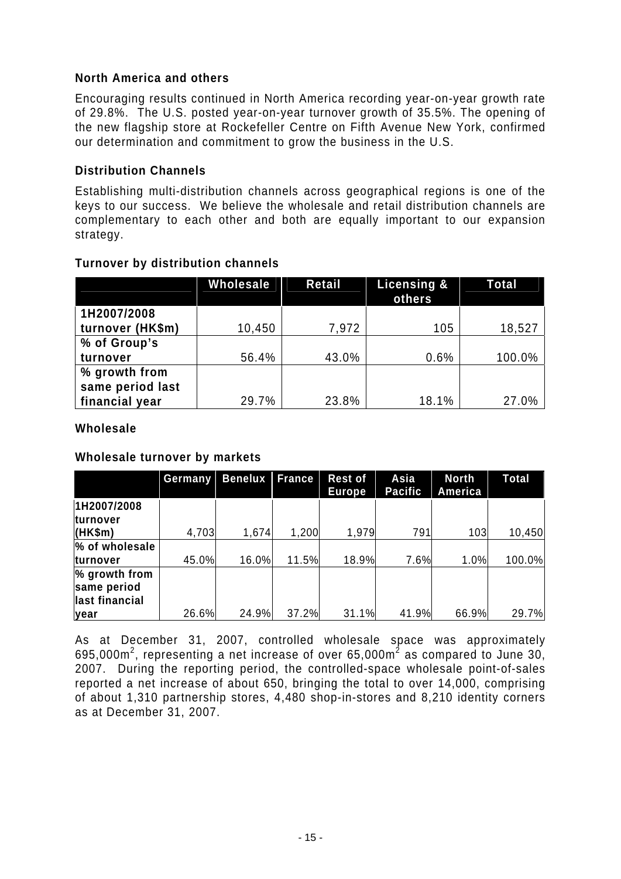### North America and others

Encouraging results continued in North America recording year-on-year growth rate of 29.8%. The U.S. posted year-on-year turnover growth of 35.5%. The opening of the new flagship store at Rockefeller Centre on Fifth Avenue New York, confirmed our determination and commitment to grow the business in the U.S.

### Distribution Channels

Establishing multi-distribution channels across geographical regions is one of the keys to our success. We believe the wholesale and retail distribution channels are complementary to each other and both are equally important to our expansion strategy.

### Turnover by distribution channels

| | Wholesale | Retail | Licensing & others | Total |
|---|---|---|---|---|
| 1H2007/2008 turnover (HK$m) | 10,450 | 7,972 | 105 | 18,527 |
| % of Group's turnover | 56.4% | 43.0% | 0.6% | 100.0% |
| % growth from same period last financial year | 29.7% | 23.8% | 18.1% | 27.0% |

### Wholesale

### Wholesale turnover by markets

| | Germany | Benelux | France | Rest of Europe | Asia Pacific | North America | Total |
|---|---|---|---|---|---|---|---|
| 1H2007/2008 turnover (HK$m) | 4,703 | 1,674 | 1,200 | 1,979 | 791 | 103 | 10,450 |
| % of wholesale turnover | 45.0% | 16.0% | 11.5% | 18.9% | 7.6% | 1.0% | 100.0% |
| % growth from same period last financial year | 26.6% | 24.9% | 37.2% | 31.1% | 41.9% | 66.9% | 29.7% |

As at December 31, 2007, controlled wholesale space was approximately 695,000m$^2$, representing a net increase of over 65,000m$^2$ as compared to June 30, 2007. During the reporting period, the controlled-space wholesale point-of-sales reported a net increase of about 650, bringing the total to over 14,000, comprising of about 1,310 partnership stores, 4,480 shop-in-stores and 8,210 identity corners as at December 31, 2007.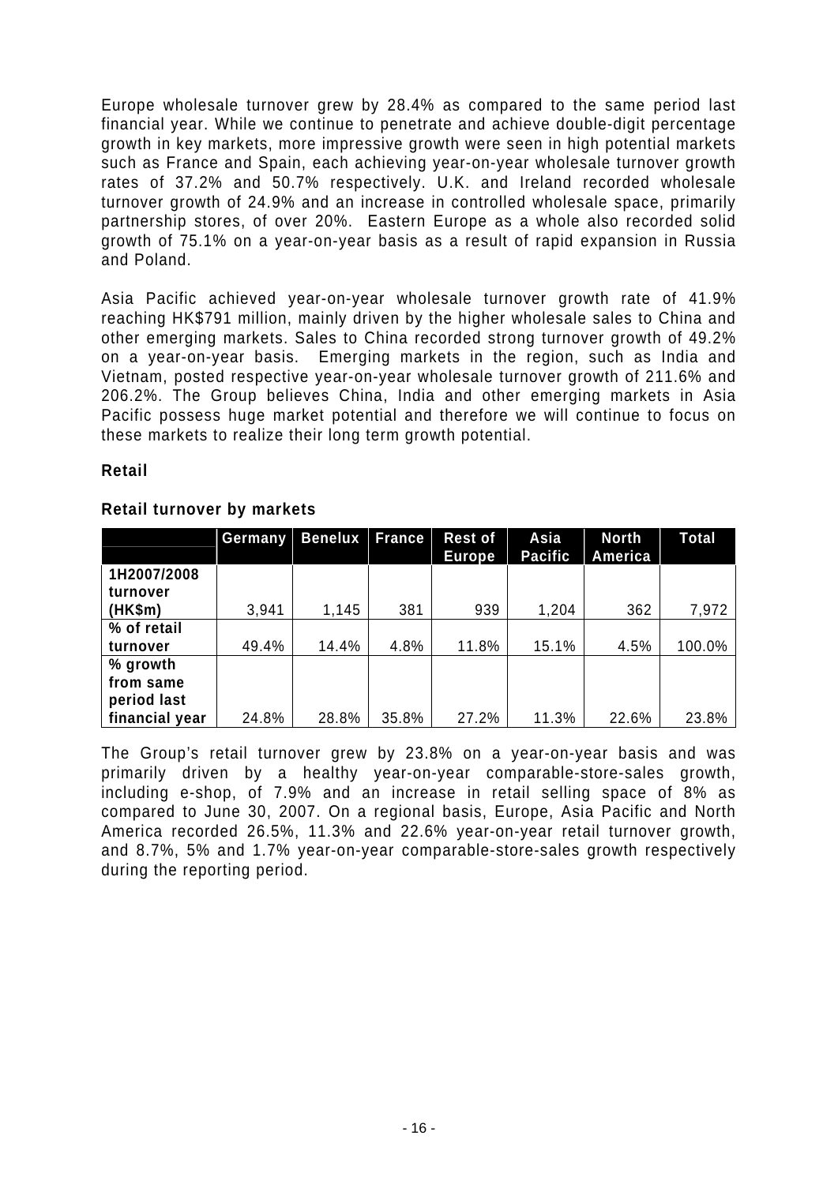Europe wholesale turnover grew by 28.4% as compared to the same period last financial year. While we continue to penetrate and achieve double-digit percentage growth in key markets, more impressive growth were seen in high potential markets such as France and Spain, each achieving year-on-year wholesale turnover growth rates of 37.2% and 50.7% respectively. U.K. and Ireland recorded wholesale turnover growth of 24.9% and an increase in controlled wholesale space, primarily partnership stores, of over 20%. Eastern Europe as a whole also recorded solid growth of 75.1% on a year-on-year basis as a result of rapid expansion in Russia and Poland.

Asia Pacific achieved year-on-year wholesale turnover growth rate of 41.9% reaching HK$791 million, mainly driven by the higher wholesale sales to China and other emerging markets. Sales to China recorded strong turnover growth of 49.2% on a year-on-year basis. Emerging markets in the region, such as India and Vietnam, posted respective year-on-year wholesale turnover growth of 211.6% and 206.2%. The Group believes China, India and other emerging markets in Asia Pacific possess huge market potential and therefore we will continue to focus on these markets to realize their long term growth potential.

## Retail

### Retail turnover by markets

| | Germany | Benelux | France | Rest of Europe | Asia Pacific | North America | Total |
|---|---|---|---|---|---|---|---|
| **1H2007/2008 turnover (HK$m)** | 3,941 | 1,145 | 381 | 939 | 1,204 | 362 | 7,972 |
| **% of retail turnover** | 49.4% | 14.4% | 4.8% | 11.8% | 15.1% | 4.5% | 100.0% |
| **% growth from same period last financial year** | 24.8% | 28.8% | 35.8% | 27.2% | 11.3% | 22.6% | 23.8% |

The Group's retail turnover grew by 23.8% on a year-on-year basis and was primarily driven by a healthy year-on-year comparable-store-sales growth, including e-shop, of 7.9% and an increase in retail selling space of 8% as compared to June 30, 2007. On a regional basis, Europe, Asia Pacific and North America recorded 26.5%, 11.3% and 22.6% year-on-year retail turnover growth, and 8.7%, 5% and 1.7% year-on-year comparable-store-sales growth respectively during the reporting period.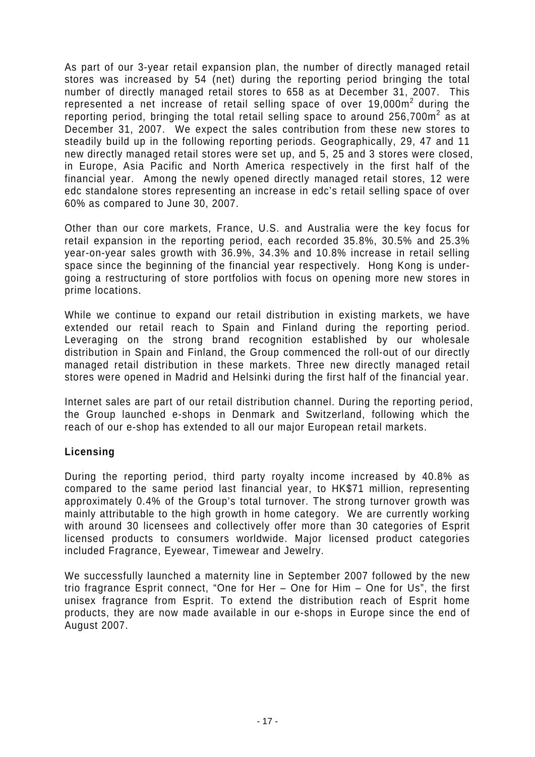As part of our 3-year retail expansion plan, the number of directly managed retail stores was increased by 54 (net) during the reporting period bringing the total number of directly managed retail stores to 658 as at December 31, 2007. This represented a net increase of retail selling space of over 19,000m$^2$ during the reporting period, bringing the total retail selling space to around 256,700m$^2$ as at December 31, 2007. We expect the sales contribution from these new stores to steadily build up in the following reporting periods. Geographically, 29, 47 and 11 new directly managed retail stores were set up, and 5, 25 and 3 stores were closed, in Europe, Asia Pacific and North America respectively in the first half of the financial year. Among the newly opened directly managed retail stores, 12 were edc standalone stores representing an increase in edc's retail selling space of over 60% as compared to June 30, 2007.

Other than our core markets, France, U.S. and Australia were the key focus for retail expansion in the reporting period, each recorded 35.8%, 30.5% and 25.3% year-on-year sales growth with 36.9%, 34.3% and 10.8% increase in retail selling space since the beginning of the financial year respectively. Hong Kong is undergoing a restructuring of store portfolios with focus on opening more new stores in prime locations.

While we continue to expand our retail distribution in existing markets, we have extended our retail reach to Spain and Finland during the reporting period. Leveraging on the strong brand recognition established by our wholesale distribution in Spain and Finland, the Group commenced the roll-out of our directly managed retail distribution in these markets. Three new directly managed retail stores were opened in Madrid and Helsinki during the first half of the financial year.

Internet sales are part of our retail distribution channel. During the reporting period, the Group launched e-shops in Denmark and Switzerland, following which the reach of our e-shop has extended to all our major European retail markets.

**Licensing**

During the reporting period, third party royalty income increased by 40.8% as compared to the same period last financial year, to HK$71 million, representing approximately 0.4% of the Group's total turnover. The strong turnover growth was mainly attributable to the high growth in home category. We are currently working with around 30 licensees and collectively offer more than 30 categories of Esprit licensed products to consumers worldwide. Major licensed product categories included Fragrance, Eyewear, Timewear and Jewelry.

We successfully launched a maternity line in September 2007 followed by the new trio fragrance Esprit connect, "One for Her – One for Him – One for Us", the first unisex fragrance from Esprit. To extend the distribution reach of Esprit home products, they are now made available in our e-shops in Europe since the end of August 2007.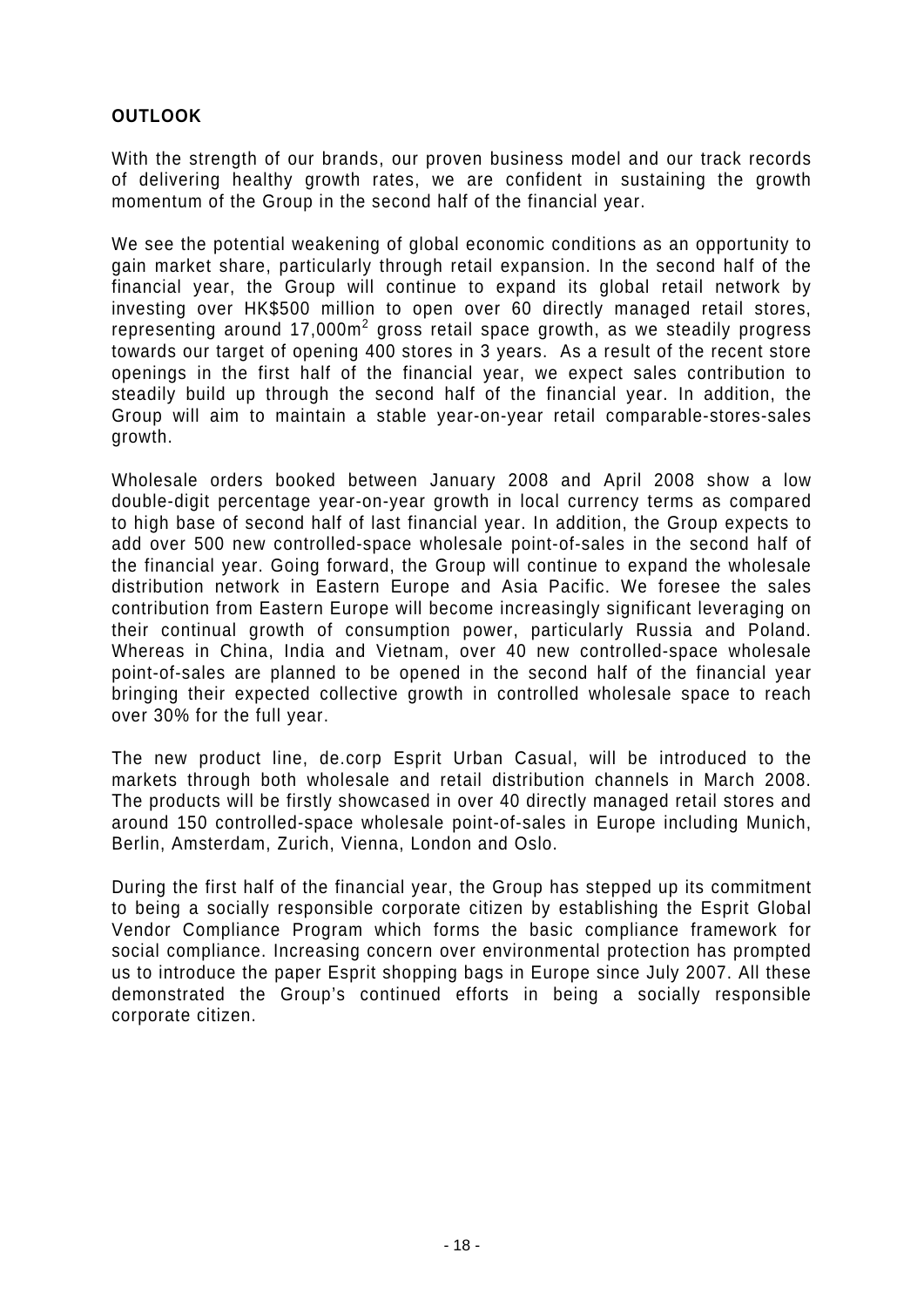## OUTLOOK

With the strength of our brands, our proven business model and our track records of delivering healthy growth rates, we are confident in sustaining the growth momentum of the Group in the second half of the financial year.

We see the potential weakening of global economic conditions as an opportunity to gain market share, particularly through retail expansion. In the second half of the financial year, the Group will continue to expand its global retail network by investing over HK$500 million to open over 60 directly managed retail stores, representing around 17,000m$^2$ gross retail space growth, as we steadily progress towards our target of opening 400 stores in 3 years. As a result of the recent store openings in the first half of the financial year, we expect sales contribution to steadily build up through the second half of the financial year. In addition, the Group will aim to maintain a stable year-on-year retail comparable-stores-sales growth.

Wholesale orders booked between January 2008 and April 2008 show a low double-digit percentage year-on-year growth in local currency terms as compared to high base of second half of last financial year. In addition, the Group expects to add over 500 new controlled-space wholesale point-of-sales in the second half of the financial year. Going forward, the Group will continue to expand the wholesale distribution network in Eastern Europe and Asia Pacific. We foresee the sales contribution from Eastern Europe will become increasingly significant leveraging on their continual growth of consumption power, particularly Russia and Poland. Whereas in China, India and Vietnam, over 40 new controlled-space wholesale point-of-sales are planned to be opened in the second half of the financial year bringing their expected collective growth in controlled wholesale space to reach over 30% for the full year.

The new product line, de.corp Esprit Urban Casual, will be introduced to the markets through both wholesale and retail distribution channels in March 2008. The products will be firstly showcased in over 40 directly managed retail stores and around 150 controlled-space wholesale point-of-sales in Europe including Munich, Berlin, Amsterdam, Zurich, Vienna, London and Oslo.

During the first half of the financial year, the Group has stepped up its commitment to being a socially responsible corporate citizen by establishing the Esprit Global Vendor Compliance Program which forms the basic compliance framework for social compliance. Increasing concern over environmental protection has prompted us to introduce the paper Esprit shopping bags in Europe since July 2007. All these demonstrated the Group's continued efforts in being a socially responsible corporate citizen.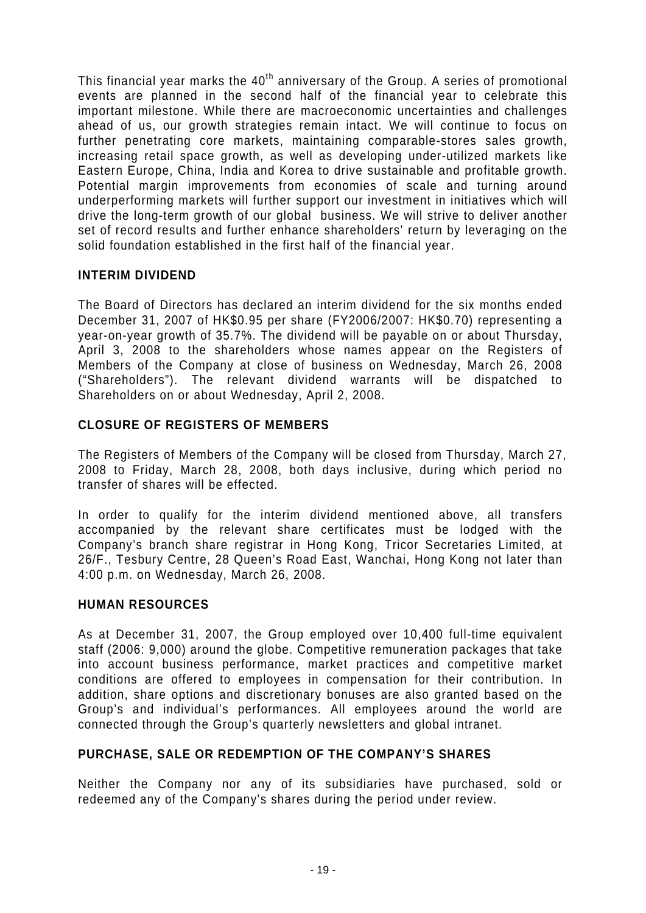This financial year marks the 40th anniversary of the Group. A series of promotional events are planned in the second half of the financial year to celebrate this important milestone. While there are macroeconomic uncertainties and challenges ahead of us, our growth strategies remain intact. We will continue to focus on further penetrating core markets, maintaining comparable-stores sales growth, increasing retail space growth, as well as developing under-utilized markets like Eastern Europe, China, India and Korea to drive sustainable and profitable growth. Potential margin improvements from economies of scale and turning around underperforming markets will further support our investment in initiatives which will drive the long-term growth of our global business. We will strive to deliver another set of record results and further enhance shareholders' return by leveraging on the solid foundation established in the first half of the financial year.

## INTERIM DIVIDEND

The Board of Directors has declared an interim dividend for the six months ended December 31, 2007 of HK$0.95 per share (FY2006/2007: HK$0.70) representing a year-on-year growth of 35.7%. The dividend will be payable on or about Thursday, April 3, 2008 to the shareholders whose names appear on the Registers of Members of the Company at close of business on Wednesday, March 26, 2008 ("Shareholders"). The relevant dividend warrants will be dispatched to Shareholders on or about Wednesday, April 2, 2008.

## CLOSURE OF REGISTERS OF MEMBERS

The Registers of Members of the Company will be closed from Thursday, March 27, 2008 to Friday, March 28, 2008, both days inclusive, during which period no transfer of shares will be effected.

In order to qualify for the interim dividend mentioned above, all transfers accompanied by the relevant share certificates must be lodged with the Company's branch share registrar in Hong Kong, Tricor Secretaries Limited, at 26/F., Tesbury Centre, 28 Queen's Road East, Wanchai, Hong Kong not later than 4:00 p.m. on Wednesday, March 26, 2008.

## HUMAN RESOURCES

As at December 31, 2007, the Group employed over 10,400 full-time equivalent staff (2006: 9,000) around the globe. Competitive remuneration packages that take into account business performance, market practices and competitive market conditions are offered to employees in compensation for their contribution. In addition, share options and discretionary bonuses are also granted based on the Group's and individual's performances. All employees around the world are connected through the Group's quarterly newsletters and global intranet.

## PURCHASE, SALE OR REDEMPTION OF THE COMPANY'S SHARES

Neither the Company nor any of its subsidiaries have purchased, sold or redeemed any of the Company's shares during the period under review.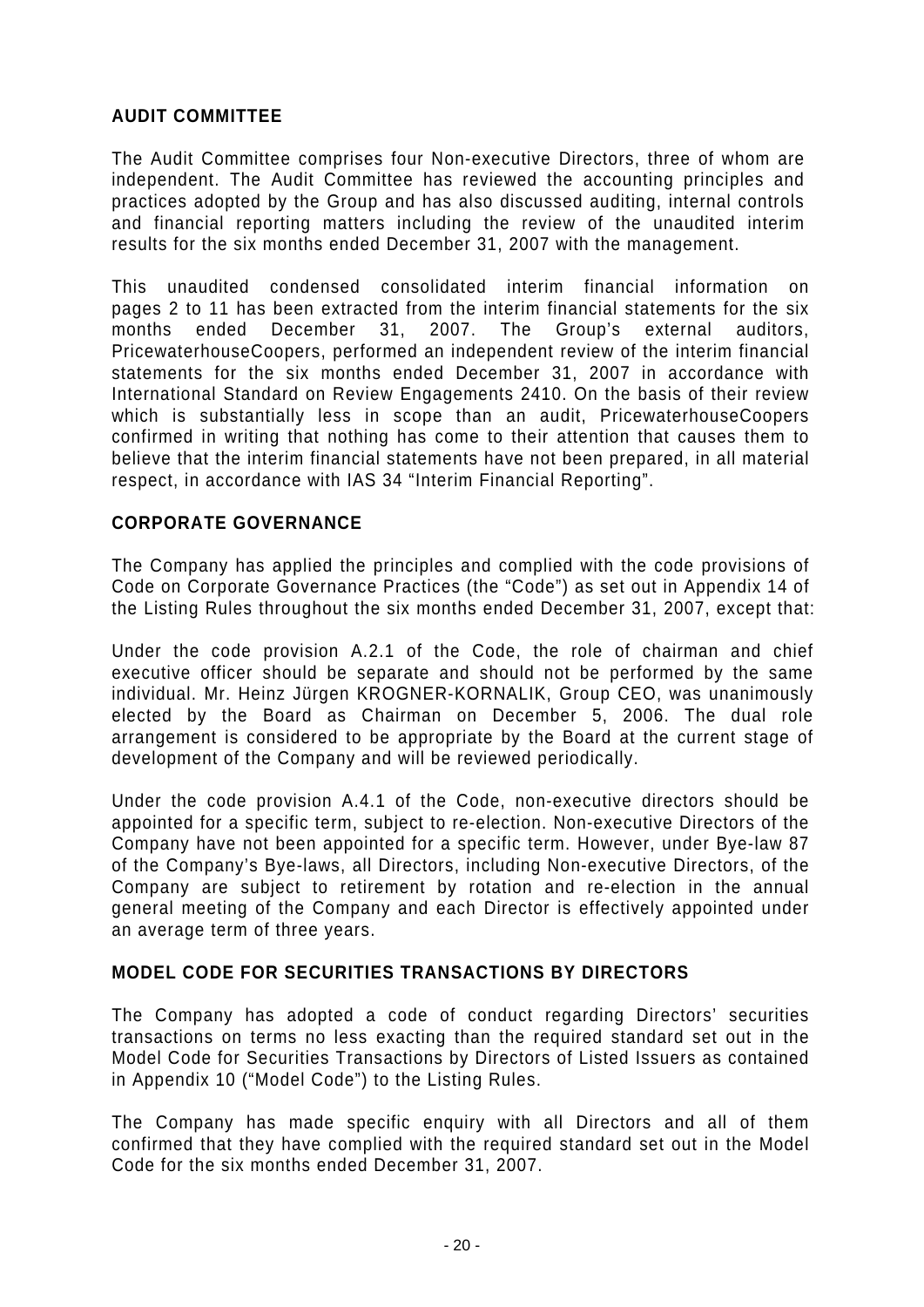## AUDIT COMMITTEE

The Audit Committee comprises four Non-executive Directors, three of whom are independent. The Audit Committee has reviewed the accounting principles and practices adopted by the Group and has also discussed auditing, internal controls and financial reporting matters including the review of the unaudited interim results for the six months ended December 31, 2007 with the management.

This unaudited condensed consolidated interim financial information on pages 2 to 11 has been extracted from the interim financial statements for the six months ended December 31, 2007. The Group's external auditors, PricewaterhouseCoopers, performed an independent review of the interim financial statements for the six months ended December 31, 2007 in accordance with International Standard on Review Engagements 2410. On the basis of their review which is substantially less in scope than an audit, PricewaterhouseCoopers confirmed in writing that nothing has come to their attention that causes them to believe that the interim financial statements have not been prepared, in all material respect, in accordance with IAS 34 "Interim Financial Reporting".

## CORPORATE GOVERNANCE

The Company has applied the principles and complied with the code provisions of Code on Corporate Governance Practices (the "Code") as set out in Appendix 14 of the Listing Rules throughout the six months ended December 31, 2007, except that:

Under the code provision A.2.1 of the Code, the role of chairman and chief executive officer should be separate and should not be performed by the same individual. Mr. Heinz Jürgen KROGNER-KORNALIK, Group CEO, was unanimously elected by the Board as Chairman on December 5, 2006. The dual role arrangement is considered to be appropriate by the Board at the current stage of development of the Company and will be reviewed periodically.

Under the code provision A.4.1 of the Code, non-executive directors should be appointed for a specific term, subject to re-election. Non-executive Directors of the Company have not been appointed for a specific term. However, under Bye-law 87 of the Company's Bye-laws, all Directors, including Non-executive Directors, of the Company are subject to retirement by rotation and re-election in the annual general meeting of the Company and each Director is effectively appointed under an average term of three years.

## MODEL CODE FOR SECURITIES TRANSACTIONS BY DIRECTORS

The Company has adopted a code of conduct regarding Directors' securities transactions on terms no less exacting than the required standard set out in the Model Code for Securities Transactions by Directors of Listed Issuers as contained in Appendix 10 ("Model Code") to the Listing Rules.

The Company has made specific enquiry with all Directors and all of them confirmed that they have complied with the required standard set out in the Model Code for the six months ended December 31, 2007.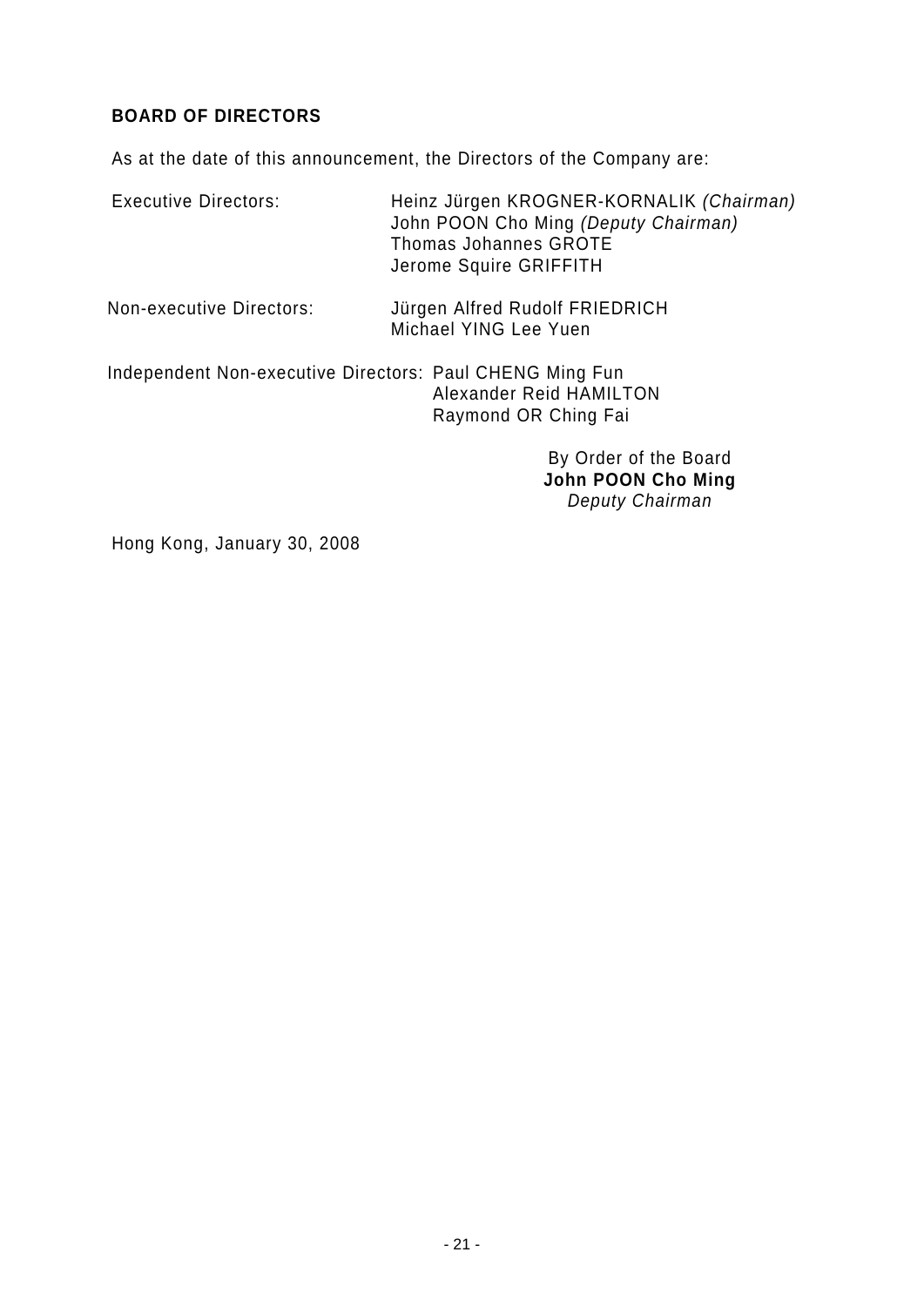**BOARD OF DIRECTORS**

As at the date of this announcement, the Directors of the Company are:

| | |
|---|---|
| Executive Directors: | Heinz Jürgen KROGNER-KORNALIK *(Chairman)*<br>John POON Cho Ming *(Deputy Chairman)*<br>Thomas Johannes GROTE<br>Jerome Squire GRIFFITH |
| Non-executive Directors: | Jürgen Alfred Rudolf FRIEDRICH<br>Michael YING Lee Yuen |
| Independent Non-executive Directors: | Paul CHENG Ming Fun<br>Alexander Reid HAMILTON<br>Raymond OR Ching Fai |

By Order of the Board
**John POON Cho Ming**
*Deputy Chairman*

Hong Kong, January 30, 2008